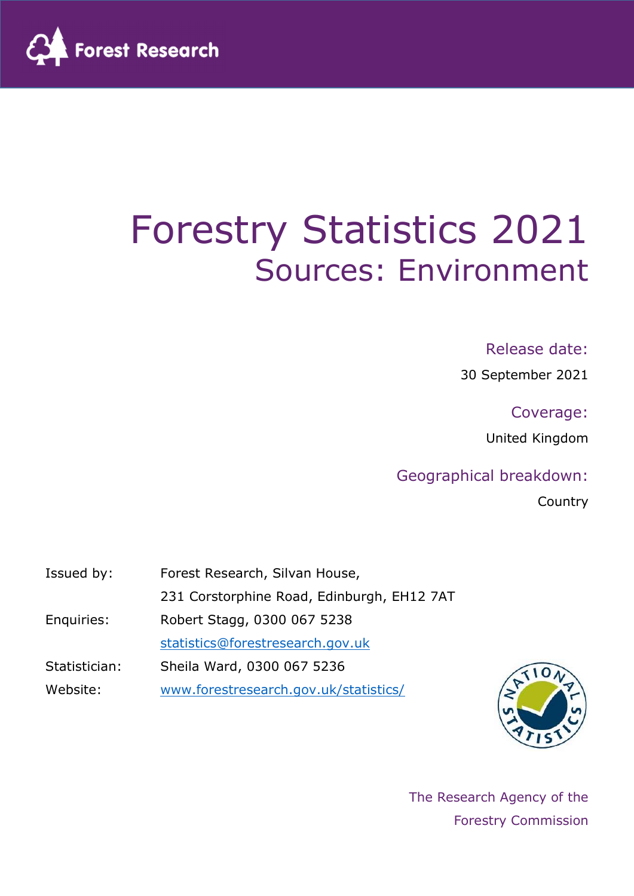Forest Research

# Forestry Statistics 2021

## Sources: Environment

Release date:

30 September 2021

Coverage:

United Kingdom

Geographical breakdown:

Country

| | |
|---|---|
| Issued by: | Forest Research, Silvan House, |
| | 231 Corstorphine Road, Edinburgh, EH12 7AT |
| Enquiries: | Robert Stagg, 0300 067 5238 |
| | statistics@forestresearch.gov.uk |
| Statistician: | Sheila Ward, 0300 067 5236 |
| Website: | www.forestresearch.gov.uk/statistics/ |

The Research Agency of the Forestry Commission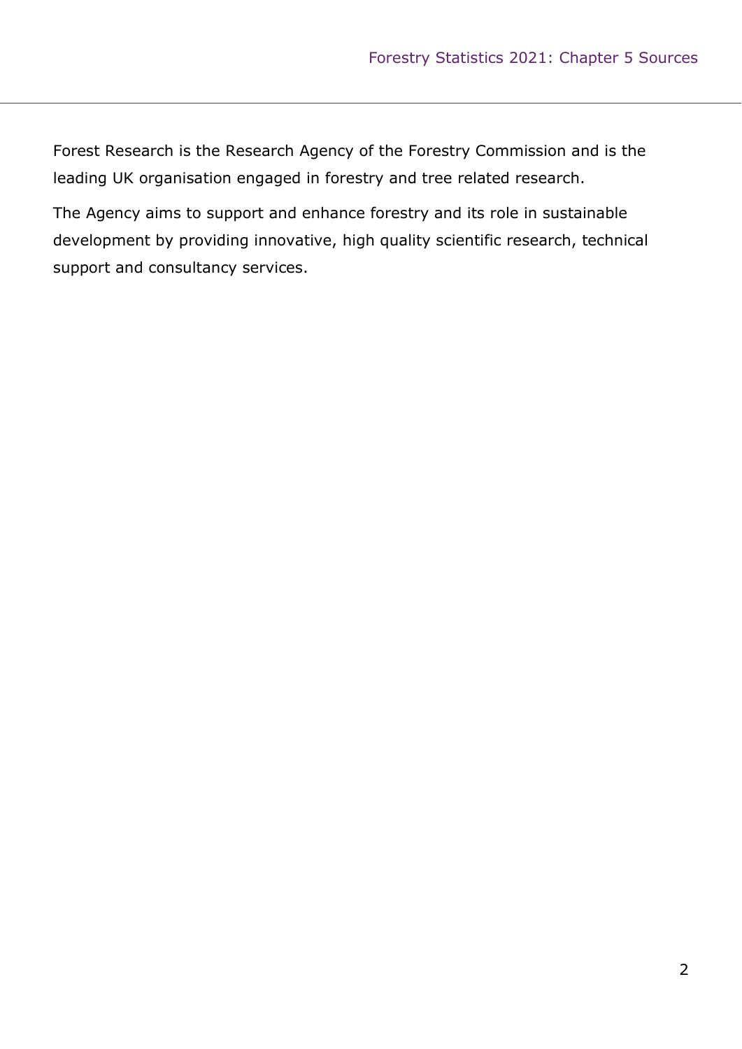Forest Research is the Research Agency of the Forestry Commission and is the leading UK organisation engaged in forestry and tree related research.

The Agency aims to support and enhance forestry and its role in sustainable development by providing innovative, high quality scientific research, technical support and consultancy services.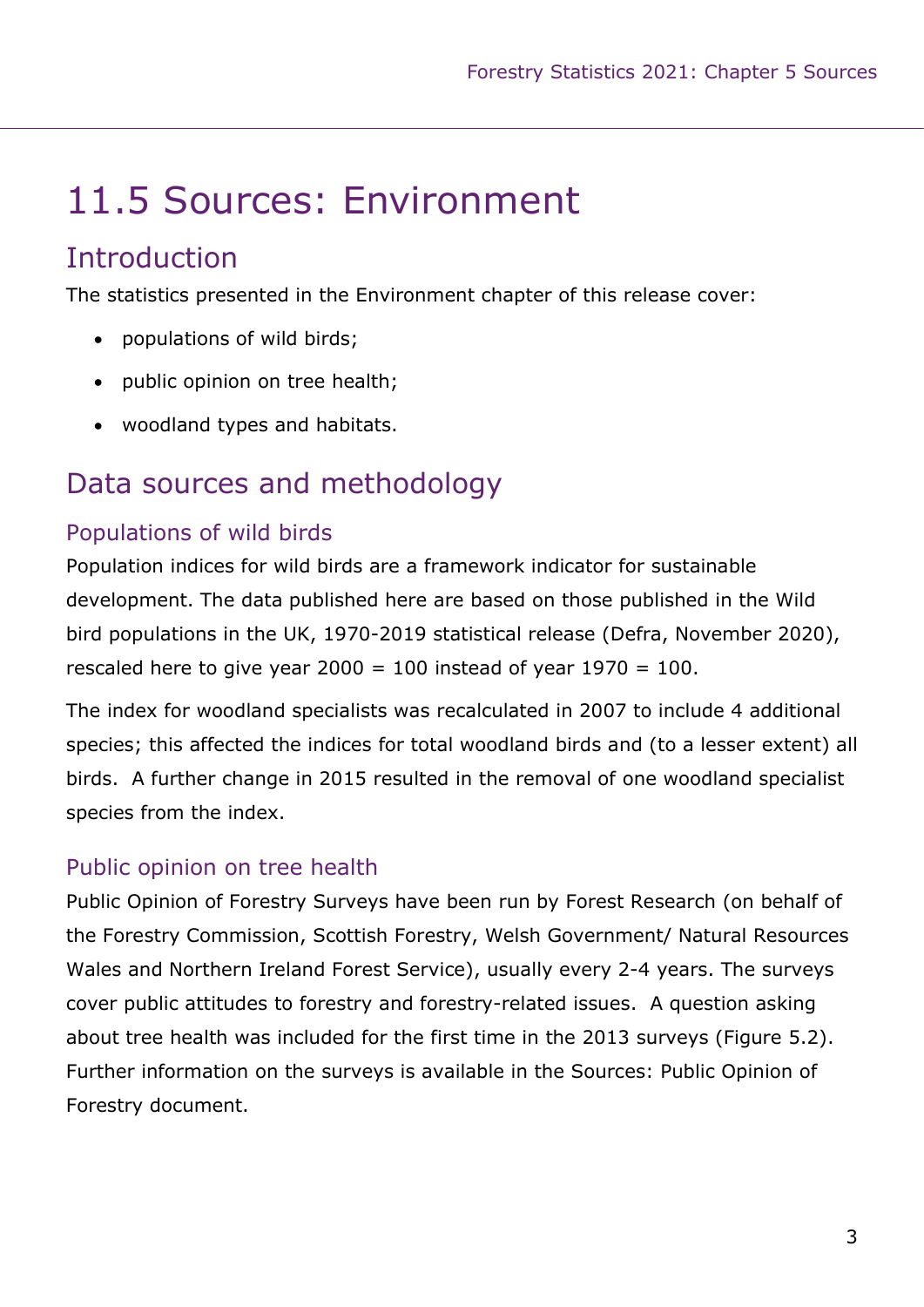# 11.5 Sources: Environment

## Introduction

The statistics presented in the Environment chapter of this release cover:

- populations of wild birds;
- public opinion on tree health;
- woodland types and habitats.

## Data sources and methodology

### Populations of wild birds

Population indices for wild birds are a framework indicator for sustainable development. The data published here are based on those published in the Wild bird populations in the UK, 1970-2019 statistical release (Defra, November 2020), rescaled here to give year 2000 = 100 instead of year 1970 = 100.

The index for woodland specialists was recalculated in 2007 to include 4 additional species; this affected the indices for total woodland birds and (to a lesser extent) all birds. A further change in 2015 resulted in the removal of one woodland specialist species from the index.

### Public opinion on tree health

Public Opinion of Forestry Surveys have been run by Forest Research (on behalf of the Forestry Commission, Scottish Forestry, Welsh Government/ Natural Resources Wales and Northern Ireland Forest Service), usually every 2-4 years. The surveys cover public attitudes to forestry and forestry-related issues. A question asking about tree health was included for the first time in the 2013 surveys (Figure 5.2). Further information on the surveys is available in the Sources: Public Opinion of Forestry document.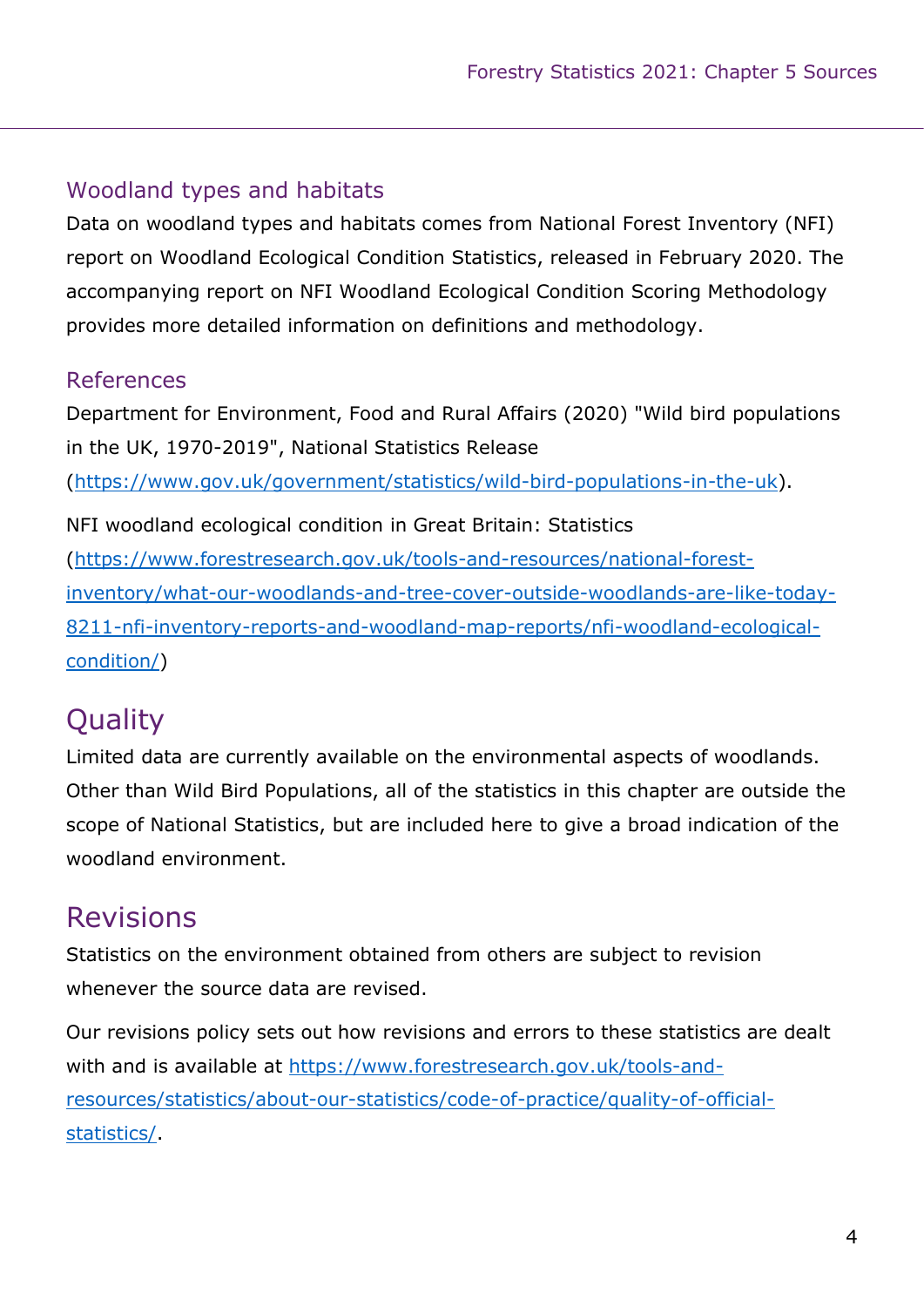### Woodland types and habitats

Data on woodland types and habitats comes from National Forest Inventory (NFI) report on Woodland Ecological Condition Statistics, released in February 2020. The accompanying report on NFI Woodland Ecological Condition Scoring Methodology provides more detailed information on definitions and methodology.

### References

Department for Environment, Food and Rural Affairs (2020) "Wild bird populations in the UK, 1970-2019", National Statistics Release (https://www.gov.uk/government/statistics/wild-bird-populations-in-the-uk).

NFI woodland ecological condition in Great Britain: Statistics (https://www.forestresearch.gov.uk/tools-and-resources/national-forest-inventory/what-our-woodlands-and-tree-cover-outside-woodlands-are-like-today-8211-nfi-inventory-reports-and-woodland-map-reports/nfi-woodland-ecological-condition/)

## Quality

Limited data are currently available on the environmental aspects of woodlands. Other than Wild Bird Populations, all of the statistics in this chapter are outside the scope of National Statistics, but are included here to give a broad indication of the woodland environment.

## Revisions

Statistics on the environment obtained from others are subject to revision whenever the source data are revised.

Our revisions policy sets out how revisions and errors to these statistics are dealt with and is available at https://www.forestresearch.gov.uk/tools-and-resources/statistics/about-our-statistics/code-of-practice/quality-of-official-statistics/.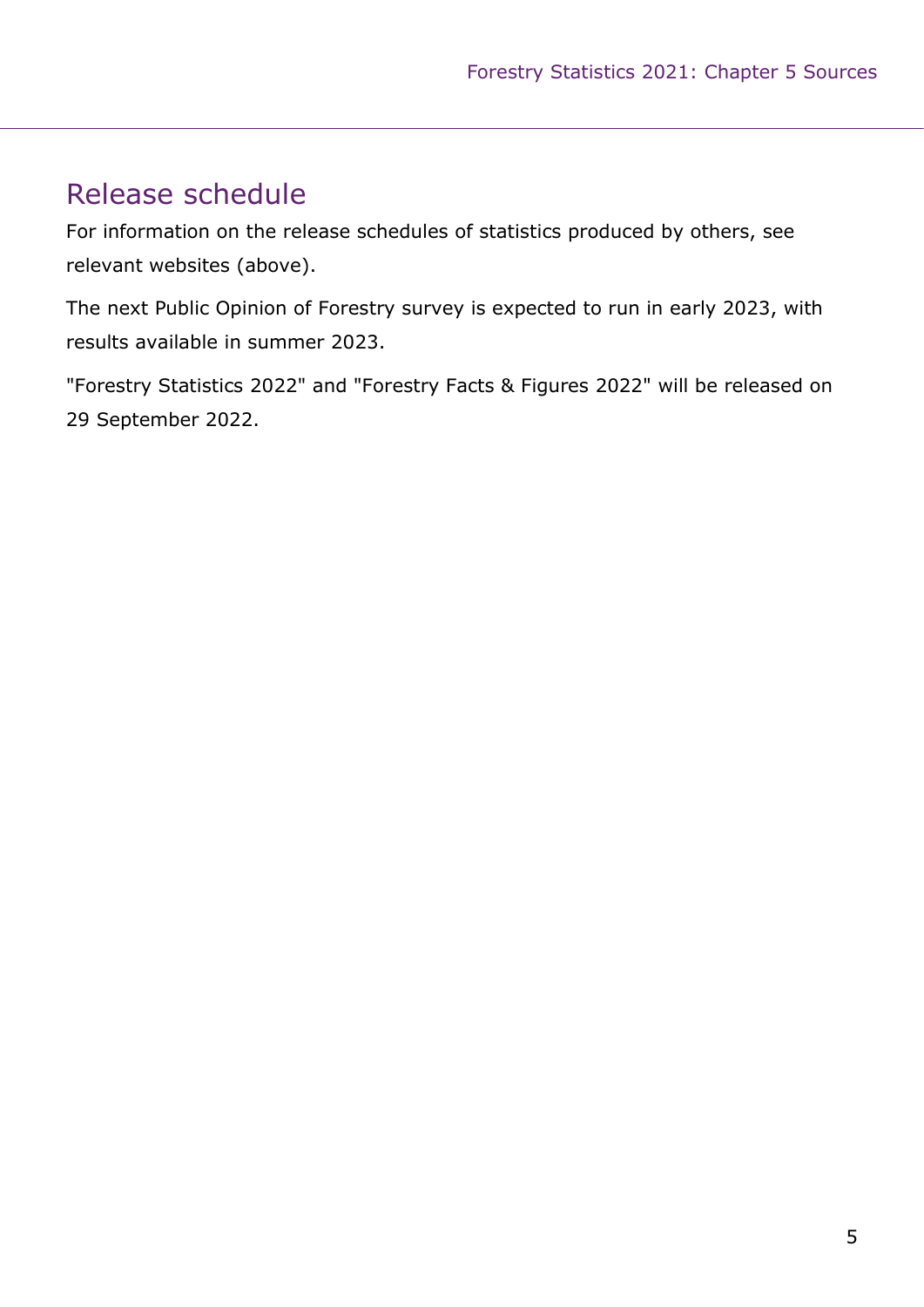## Release schedule

For information on the release schedules of statistics produced by others, see relevant websites (above).

The next Public Opinion of Forestry survey is expected to run in early 2023, with results available in summer 2023.

"Forestry Statistics 2022" and "Forestry Facts & Figures 2022" will be released on 29 September 2022.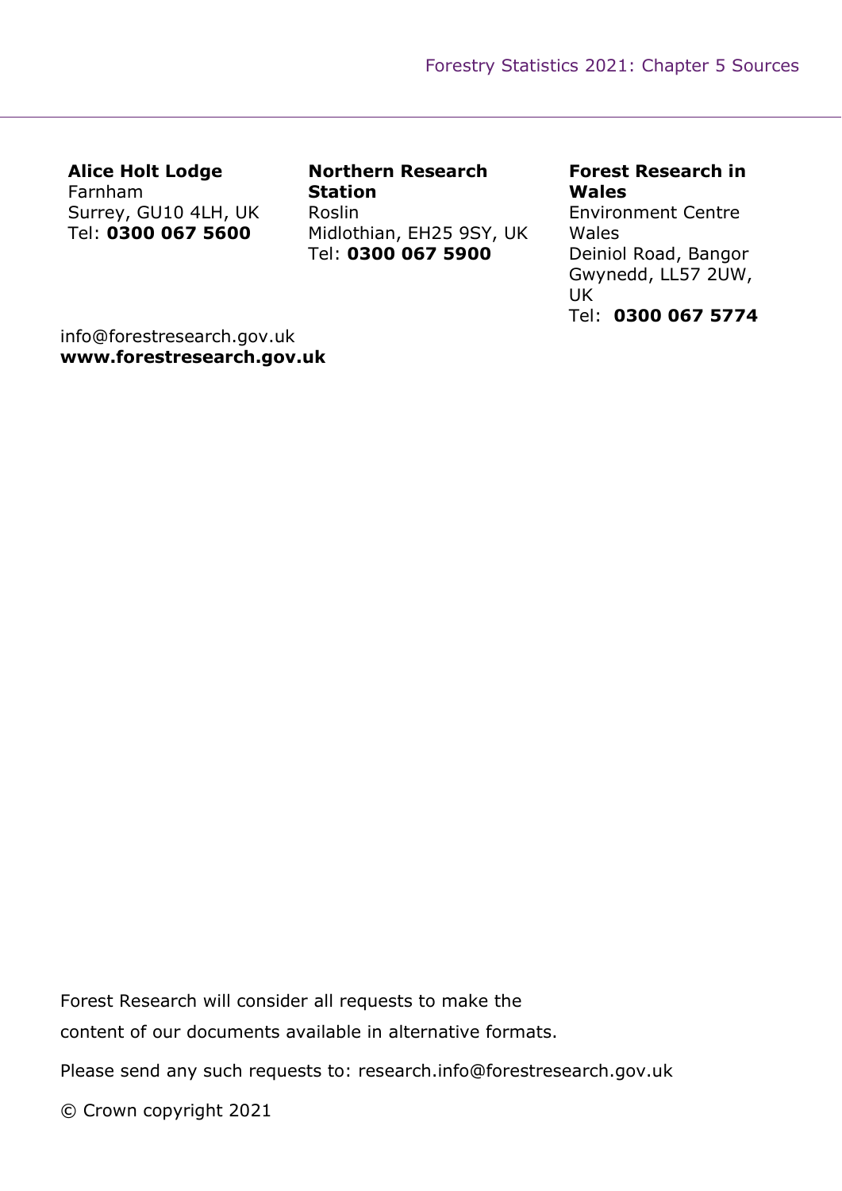**Alice Holt Lodge**
Farnham
Surrey, GU10 4LH, UK
Tel: **0300 067 5600**

**Northern Research Station**
Roslin
Midlothian, EH25 9SY, UK
Tel: **0300 067 5900**

**Forest Research in Wales**
Environment Centre Wales
Deiniol Road, Bangor
Gwynedd, LL57 2UW, UK
Tel: **0300 067 5774**

info@forestresearch.gov.uk
**www.forestresearch.gov.uk**

Forest Research will consider all requests to make the content of our documents available in alternative formats.

Please send any such requests to: research.info@forestresearch.gov.uk

© Crown copyright 2021